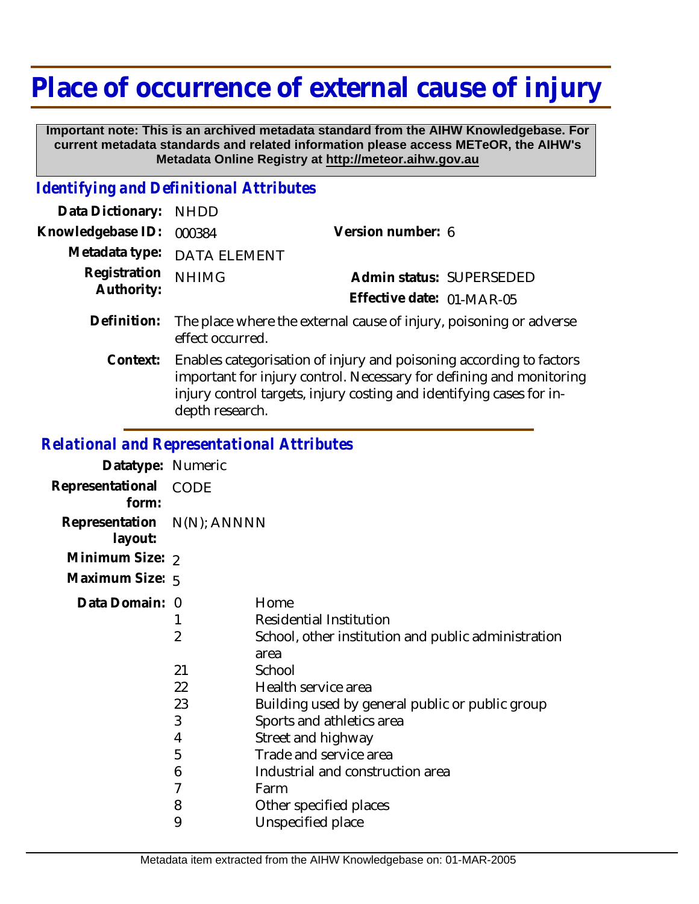# Place of occurrence of external cause of injury

**Important note: This is an archived metadata standard from the AIHW Knowledgebase. For current metadata standards and related information please access METeOR, the AIHW's Metadata Online Registry at http://meteor.aihw.gov.au**

## *Identifying and Definitional Attributes*

**Data Dictionary:** NHDD

**Knowledgebase ID:** 000384 **Version number:** 6

**Metadata type:** DATA ELEMENT

**Registration Authority:** NHIMG **Admin status:** SUPERSEDED

**Effective date:** 01-MAR-05

**Definition:** The place where the external cause of injury, poisoning or adverse effect occurred.

**Context:** Enables categorisation of injury and poisoning according to factors important for injury control. Necessary for defining and monitoring injury control targets, injury costing and identifying cases for in-depth research.

## *Relational and Representational Attributes*

**Datatype:** Numeric

**Representational form:** CODE

**Representation layout:** N(N); ANNNN

**Minimum Size:** 2

**Maximum Size:** 5

**Data Domain:**

| Code | Description |
|---|---|
| 0 | Home |
| 1 | Residential Institution |
| 2 | School, other institution and public administration area |
| 21 | School |
| 22 | Health service area |
| 23 | Building used by general public or public group |
| 3 | Sports and athletics area |
| 4 | Street and highway |
| 5 | Trade and service area |
| 6 | Industrial and construction area |
| 7 | Farm |
| 8 | Other specified places |
| 9 | Unspecified place |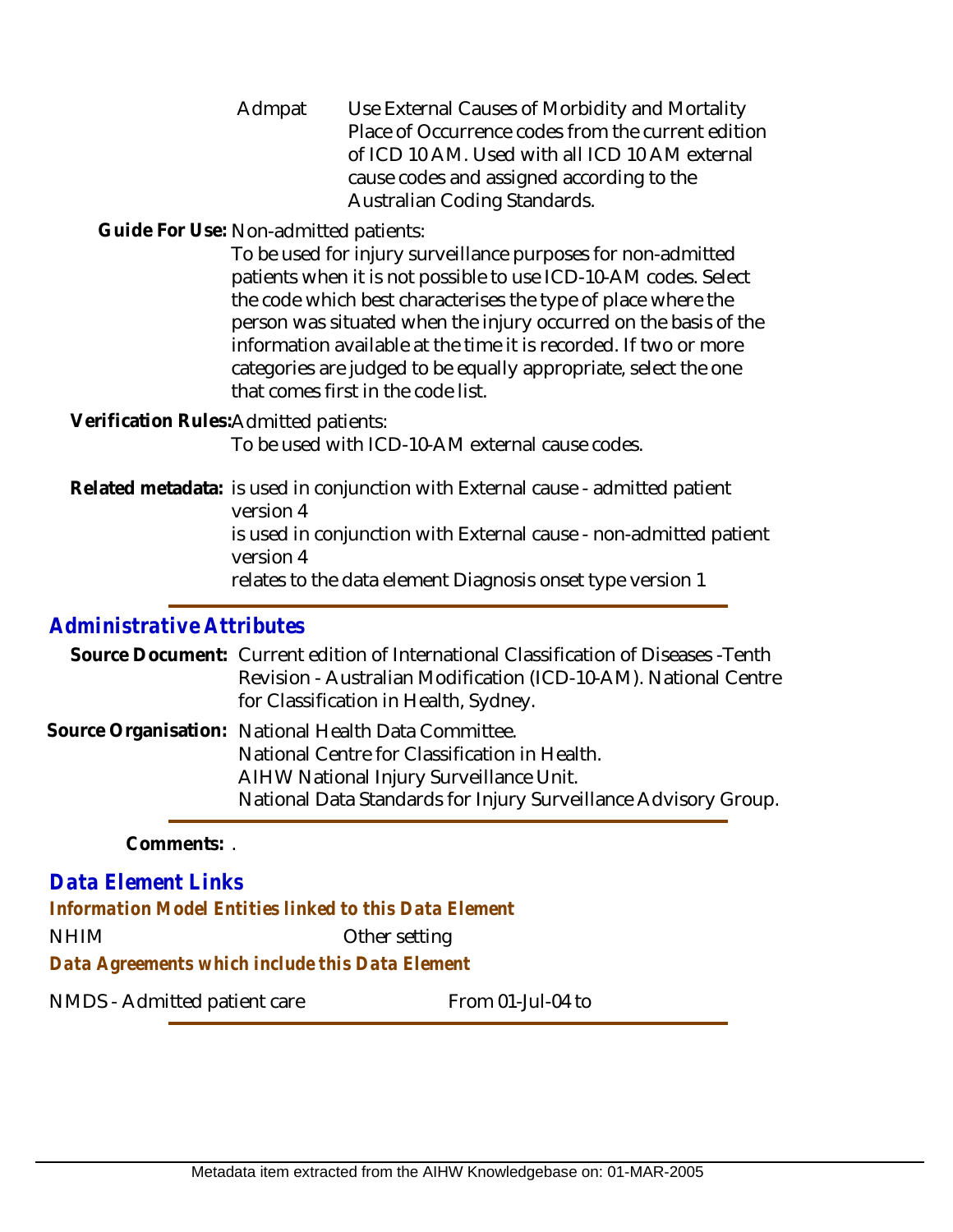| | |
|---|---|
| Admpat | Use External Causes of Morbidity and Mortality Place of Occurrence codes from the current edition of ICD 10 AM. Used with all ICD 10 AM external cause codes and assigned according to the Australian Coding Standards. |

**Guide For Use:** Non-admitted patients:

To be used for injury surveillance purposes for non-admitted patients when it is not possible to use ICD-10-AM codes. Select the code which best characterises the type of place where the person was situated when the injury occurred on the basis of the information available at the time it is recorded. If two or more categories are judged to be equally appropriate, select the one that comes first in the code list.

**Verification Rules:** Admitted patients:

To be used with ICD-10-AM external cause codes.

**Related metadata:** is used in conjunction with External cause - admitted patient version 4

is used in conjunction with External cause - non-admitted patient version 4

relates to the data element Diagnosis onset type version 1

## *Administrative Attributes*

**Source Document:** Current edition of International Classification of Diseases -Tenth Revision - Australian Modification (ICD-10-AM). National Centre for Classification in Health, Sydney.

**Source Organisation:** National Health Data Committee.
National Centre for Classification in Health.
AIHW National Injury Surveillance Unit.
National Data Standards for Injury Surveillance Advisory Group.

**Comments:** .

## *Data Element Links*

### *Information Model Entities linked to this Data Element*

| | |
|---|---|
| NHIM | Other setting |

### *Data Agreements which include this Data Element*

| | |
|---|---|
| NMDS - Admitted patient care | From 01-Jul-04 to |

Metadata item extracted from the AIHW Knowledgebase on: 01-MAR-2005